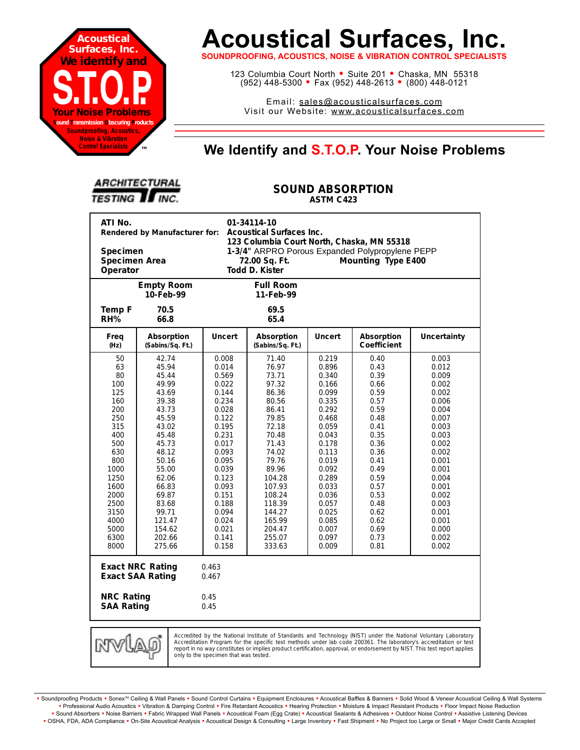# Acoustical Surfaces, Inc.

**SOUNDPROOFING, ACOUSTICS, NOISE & VIBRATION CONTROL SPECIALISTS**

123 Columbia Court North • Suite 201 • Chaska, MN 55318
(952) 448-5300 • Fax (952) 448-2613 • (800) 448-0121

Email: sales@acousticalsurfaces.com
Visit our Website: www.acousticalsurfaces.com

Acoustical Surfaces, Inc. We identify and S.T.O.P. Your Noise Problems — Sound Transmission Obscuring Products — Soundproofing, Acoustics, Noise & Vibration Control Specialists ™

## We Identify and S.T.O.P. Your Noise Problems

ARCHITECTURAL TESTING INC.

### SOUND ABSORPTION
**ASTM C423**

**ATI No.** 01-34114-10
**Rendered by Manufacturer for:** Acoustical Surfaces Inc.
123 Columbia Court North, Chaska, MN 55318
**Specimen** 1-3/4" ARPRO Porous Expanded Polypropylene PEPP
**Specimen Area** 72.00 Sq. Ft. **Mounting Type E400**
**Operator** Todd D. Kister

| | Empty Room 10-Feb-99 | Full Room 11-Feb-99 |
|---|---|---|
| Temp F | 70.5 | 69.5 |
| RH% | 66.8 | 65.4 |

| Freq (Hz) | Absorption (Sabins/Sq. Ft.) | Uncert | Absorption (Sabins/Sq. Ft.) | Uncert | Absorption Coefficient | Uncertainty |
|---|---|---|---|---|---|---|
| 50 | 42.74 | 0.008 | 71.40 | 0.219 | 0.40 | 0.003 |
| 63 | 45.94 | 0.014 | 76.97 | 0.896 | 0.43 | 0.012 |
| 80 | 45.44 | 0.569 | 73.71 | 0.340 | 0.39 | 0.009 |
| 100 | 49.99 | 0.022 | 97.32 | 0.166 | 0.66 | 0.002 |
| 125 | 43.69 | 0.144 | 86.36 | 0.099 | 0.59 | 0.002 |
| 160 | 39.38 | 0.234 | 80.56 | 0.335 | 0.57 | 0.006 |
| 200 | 43.73 | 0.028 | 86.41 | 0.292 | 0.59 | 0.004 |
| 250 | 45.59 | 0.122 | 79.85 | 0.468 | 0.48 | 0.007 |
| 315 | 43.02 | 0.195 | 72.18 | 0.059 | 0.41 | 0.003 |
| 400 | 45.48 | 0.231 | 70.48 | 0.043 | 0.35 | 0.003 |
| 500 | 45.73 | 0.017 | 71.43 | 0.178 | 0.36 | 0.002 |
| 630 | 48.12 | 0.093 | 74.02 | 0.113 | 0.36 | 0.002 |
| 800 | 50.16 | 0.095 | 79.76 | 0.019 | 0.41 | 0.001 |
| 1000 | 55.00 | 0.039 | 89.96 | 0.092 | 0.49 | 0.001 |
| 1250 | 62.06 | 0.123 | 104.28 | 0.289 | 0.59 | 0.004 |
| 1600 | 66.83 | 0.093 | 107.93 | 0.033 | 0.57 | 0.001 |
| 2000 | 69.87 | 0.151 | 108.24 | 0.036 | 0.53 | 0.002 |
| 2500 | 83.68 | 0.188 | 118.39 | 0.057 | 0.48 | 0.003 |
| 3150 | 99.71 | 0.094 | 144.27 | 0.025 | 0.62 | 0.001 |
| 4000 | 121.47 | 0.024 | 165.99 | 0.085 | 0.62 | 0.001 |
| 5000 | 154.62 | 0.021 | 204.47 | 0.007 | 0.69 | 0.000 |
| 6300 | 202.66 | 0.141 | 255.07 | 0.097 | 0.73 | 0.002 |
| 8000 | 275.66 | 0.158 | 333.63 | 0.009 | 0.81 | 0.002 |

**Exact NRC Rating** 0.463
**Exact SAA Rating** 0.467

**NRC Rating** 0.45
**SAA Rating** 0.45

NVLAP — Accredited by the National Institute of Standards and Technology (NIST) under the National Voluntary Laboratory Accreditation Program for the specific test methods under lab code 200361. The laboratory's accreditation or test report in no way constitutes or implies product certification, approval, or endorsement by NIST. This test report applies only to the specimen that was tested.

• Soundproofing Products • Sonex™ Ceiling & Wall Panels • Sound Control Curtains • Equipment Enclosures • Acoustical Baffles & Banners • Solid Wood & Veneer Acoustical Ceiling & Wall Systems • Professional Audio Acoustics • Vibration & Damping Control • Fire Retardant Acoustics • Hearing Protection • Moisture & Impact Resistant Products • Floor Impact Noise Reduction • Sound Absorbers • Noise Barriers • Fabric Wrapped Wall Panels • Acoustical Foam (Egg Crate) • Acoustical Sealants & Adhesives • Outdoor Noise Control • Assistive Listening Devices • OSHA, FDA, ADA Compliance • On-Site Acoustical Analysis • Acoustical Design & Consulting • Large Inventory • Fast Shipment • No Project too Large or Small • Major Credit Cards Accepted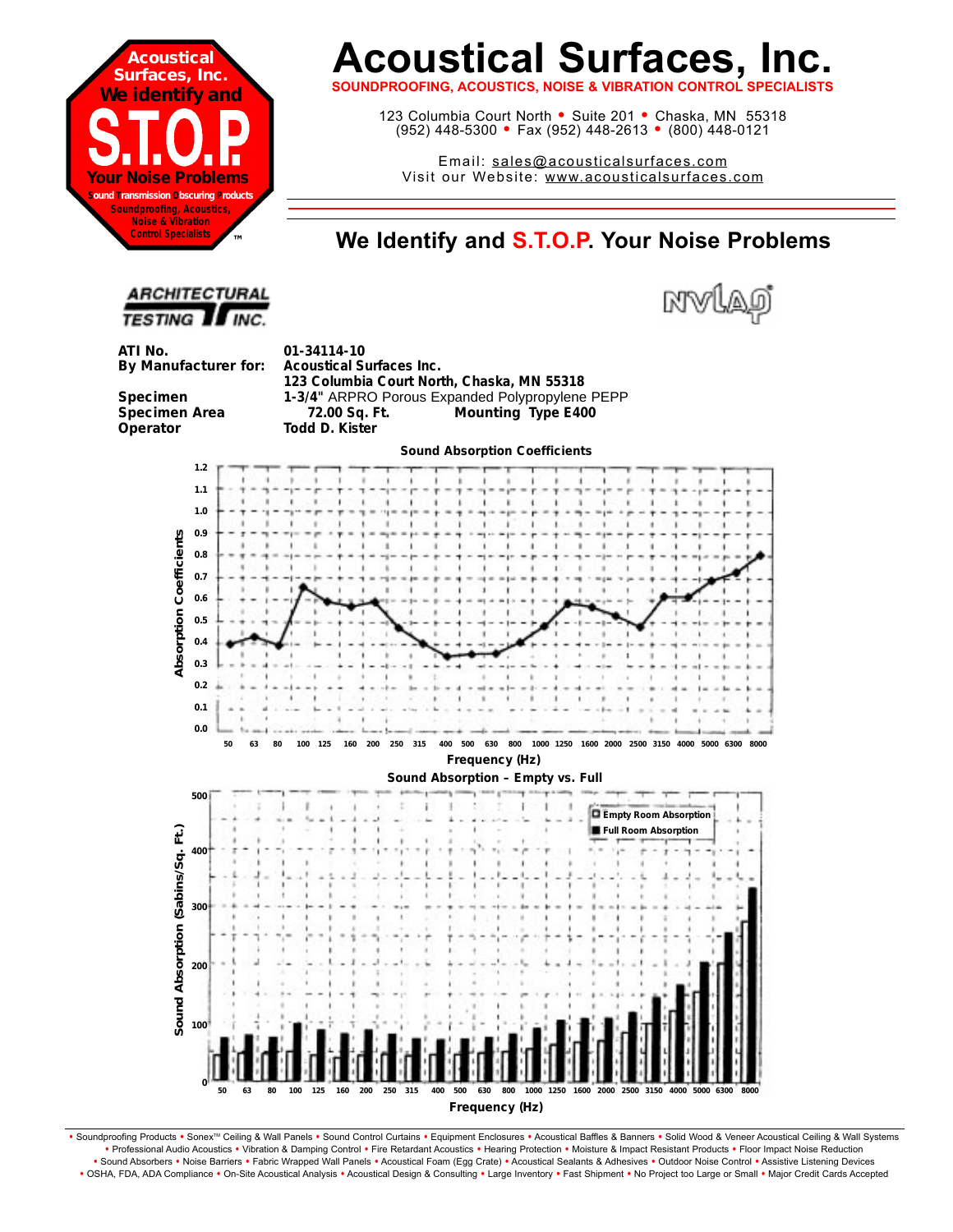Acoustical Surfaces, Inc. We identify and S.T.O.P Your Noise Problems — Sound Transmission Obscuring Products — Soundproofing, Acoustics, Noise & Vibration Control Specialists ™

# Acoustical Surfaces, Inc.

**SOUNDPROOFING, ACOUSTICS, NOISE & VIBRATION CONTROL SPECIALISTS**

123 Columbia Court North • Suite 201 • Chaska, MN 55318
(952) 448-5300 • Fax (952) 448-2613 • (800) 448-0121

Email: sales@acousticalsurfaces.com
Visit our Website: www.acousticalsurfaces.com

## We Identify and S.T.O.P. Your Noise Problems

ARCHITECTURAL TESTING INC.

NVLAP

| | |
|---|---|
| **ATI No.** | **01-34114-10** |
| **By Manufacturer for:** | **Acoustical Surfaces Inc.** |
| | **123 Columbia Court North, Chaska, MN 55318** |
| **Specimen** | **1-3/4"** ARPRO Porous Expanded Polypropylene PEPP |
| **Specimen Area** | **72.00 Sq. Ft.** **Mounting Type E400** |
| **Operator** | **Todd D. Kister** |

**Sound Absorption Coefficients**

Absorption Coefficients: 0.0, 0.1, 0.2, 0.3, 0.4, 0.5, 0.6, 0.7, 0.8, 0.9, 1.0, 1.1, 1.2

Frequency (Hz): 50, 63, 80, 100, 125, 160, 200, 250, 315, 400, 500, 630, 800, 1000, 1250, 1600, 2000, 2500, 3150, 4000, 5000, 6300, 8000

**Sound Absorption – Empty vs. Full**

Empty Room Absorption
Full Room Absorption

Sound Absorption (Sabins/Sq. Ft.): 0, 100, 200, 300, 400, 500

Frequency (Hz): 50, 63, 80, 100, 125, 160, 200, 250, 315, 400, 500, 630, 800, 1000, 1250, 1600, 2000, 2500, 3150, 4000, 5000, 6300, 8000

• Soundproofing Products • Sonex™ Ceiling & Wall Panels • Sound Control Curtains • Equipment Enclosures • Acoustical Baffles & Banners • Solid Wood & Veneer Acoustical Ceiling & Wall Systems • Professional Audio Acoustics • Vibration & Damping Control • Fire Retardant Acoustics • Hearing Protection • Moisture & Impact Resistant Products • Floor Impact Noise Reduction • Sound Absorbers • Noise Barriers • Fabric Wrapped Wall Panels • Acoustical Foam (Egg Crate) • Acoustical Sealants & Adhesives • Outdoor Noise Control • Assistive Listening Devices • OSHA, FDA, ADA Compliance • On-Site Acoustical Analysis • Acoustical Design & Consulting • Large Inventory • Fast Shipment • No Project too Large or Small • Major Credit Cards Accepted